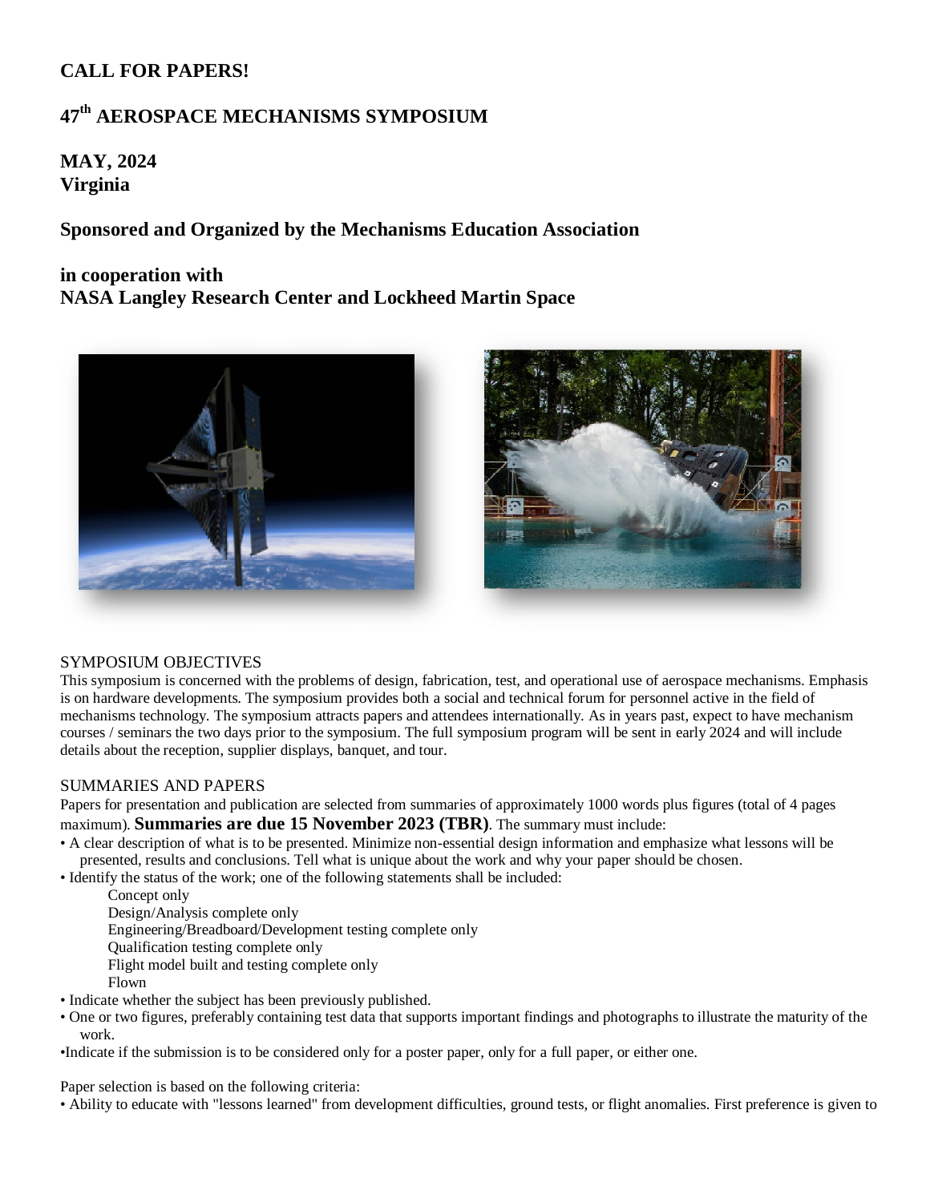**CALL FOR PAPERS!**

# 47th AEROSPACE MECHANISMS SYMPOSIUM

**MAY, 2024**
**Virginia**

**Sponsored and Organized by the Mechanisms Education Association**

**in cooperation with**
**NASA Langley Research Center and Lockheed Martin Space**

## SYMPOSIUM OBJECTIVES

This symposium is concerned with the problems of design, fabrication, test, and operational use of aerospace mechanisms. Emphasis is on hardware developments. The symposium provides both a social and technical forum for personnel active in the field of mechanisms technology. The symposium attracts papers and attendees internationally. As in years past, expect to have mechanism courses / seminars the two days prior to the symposium. The full symposium program will be sent in early 2024 and will include details about the reception, supplier displays, banquet, and tour.

## SUMMARIES AND PAPERS

Papers for presentation and publication are selected from summaries of approximately 1000 words plus figures (total of 4 pages maximum). **Summaries are due 15 November 2023 (TBR)**. The summary must include:

- A clear description of what is to be presented. Minimize non-essential design information and emphasize what lessons will be presented, results and conclusions. Tell what is unique about the work and why your paper should be chosen.
- Identify the status of the work; one of the following statements shall be included:
  - Concept only
  - Design/Analysis complete only
  - Engineering/Breadboard/Development testing complete only
  - Qualification testing complete only
  - Flight model built and testing complete only
  - Flown
- Indicate whether the subject has been previously published.
- One or two figures, preferably containing test data that supports important findings and photographs to illustrate the maturity of the work.
- Indicate if the submission is to be considered only for a poster paper, only for a full paper, or either one.

Paper selection is based on the following criteria:

- Ability to educate with "lessons learned" from development difficulties, ground tests, or flight anomalies. First preference is given to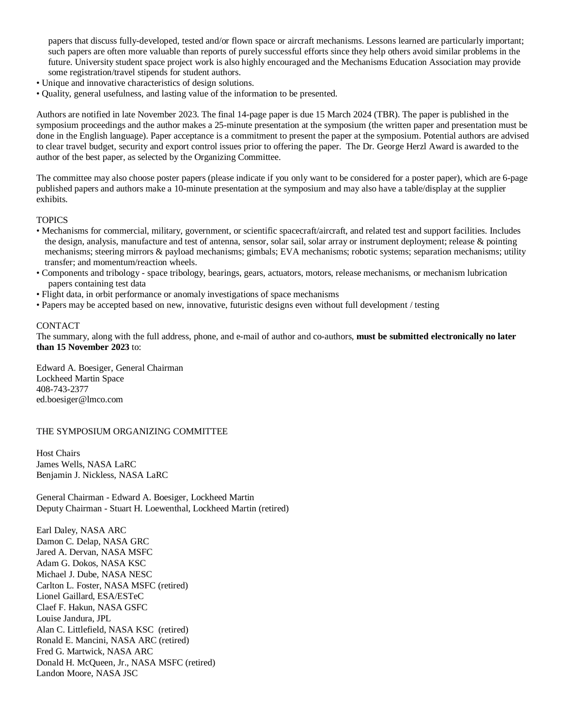papers that discuss fully-developed, tested and/or flown space or aircraft mechanisms. Lessons learned are particularly important; such papers are often more valuable than reports of purely successful efforts since they help others avoid similar problems in the future. University student space project work is also highly encouraged and the Mechanisms Education Association may provide some registration/travel stipends for student authors.

- Unique and innovative characteristics of design solutions.
- Quality, general usefulness, and lasting value of the information to be presented.

Authors are notified in late November 2023. The final 14-page paper is due 15 March 2024 (TBR). The paper is published in the symposium proceedings and the author makes a 25-minute presentation at the symposium (the written paper and presentation must be done in the English language). Paper acceptance is a commitment to present the paper at the symposium. Potential authors are advised to clear travel budget, security and export control issues prior to offering the paper. The Dr. George Herzl Award is awarded to the author of the best paper, as selected by the Organizing Committee.

The committee may also choose poster papers (please indicate if you only want to be considered for a poster paper), which are 6-page published papers and authors make a 10-minute presentation at the symposium and may also have a table/display at the supplier exhibits.

TOPICS

- Mechanisms for commercial, military, government, or scientific spacecraft/aircraft, and related test and support facilities. Includes the design, analysis, manufacture and test of antenna, sensor, solar sail, solar array or instrument deployment; release & pointing mechanisms; steering mirrors & payload mechanisms; gimbals; EVA mechanisms; robotic systems; separation mechanisms; utility transfer; and momentum/reaction wheels.
- Components and tribology - space tribology, bearings, gears, actuators, motors, release mechanisms, or mechanism lubrication papers containing test data
- Flight data, in orbit performance or anomaly investigations of space mechanisms
- Papers may be accepted based on new, innovative, futuristic designs even without full development / testing

CONTACT

The summary, along with the full address, phone, and e-mail of author and co-authors, **must be submitted electronically no later than 15 November 2023** to:

Edward A. Boesiger, General Chairman
Lockheed Martin Space
408-743-2377
ed.boesiger@lmco.com

THE SYMPOSIUM ORGANIZING COMMITTEE

Host Chairs
James Wells, NASA LaRC
Benjamin J. Nickless, NASA LaRC

General Chairman - Edward A. Boesiger, Lockheed Martin
Deputy Chairman - Stuart H. Loewenthal, Lockheed Martin (retired)

Earl Daley, NASA ARC
Damon C. Delap, NASA GRC
Jared A. Dervan, NASA MSFC
Adam G. Dokos, NASA KSC
Michael J. Dube, NASA NESC
Carlton L. Foster, NASA MSFC (retired)
Lionel Gaillard, ESA/ESTeC
Claef F. Hakun, NASA GSFC
Louise Jandura, JPL
Alan C. Littlefield, NASA KSC (retired)
Ronald E. Mancini, NASA ARC (retired)
Fred G. Martwick, NASA ARC
Donald H. McQueen, Jr., NASA MSFC (retired)
Landon Moore, NASA JSC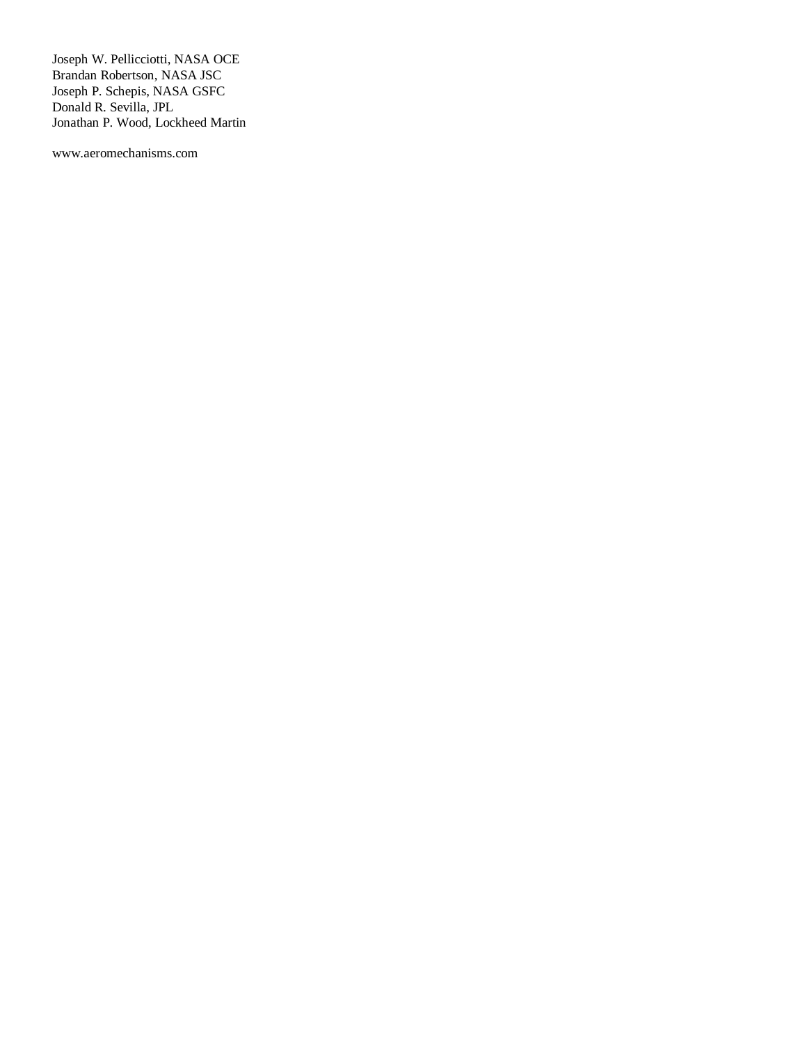Joseph W. Pellicciotti, NASA OCE
Brandan Robertson, NASA JSC
Joseph P. Schepis, NASA GSFC
Donald R. Sevilla, JPL
Jonathan P. Wood, Lockheed Martin

www.aeromechanisms.com